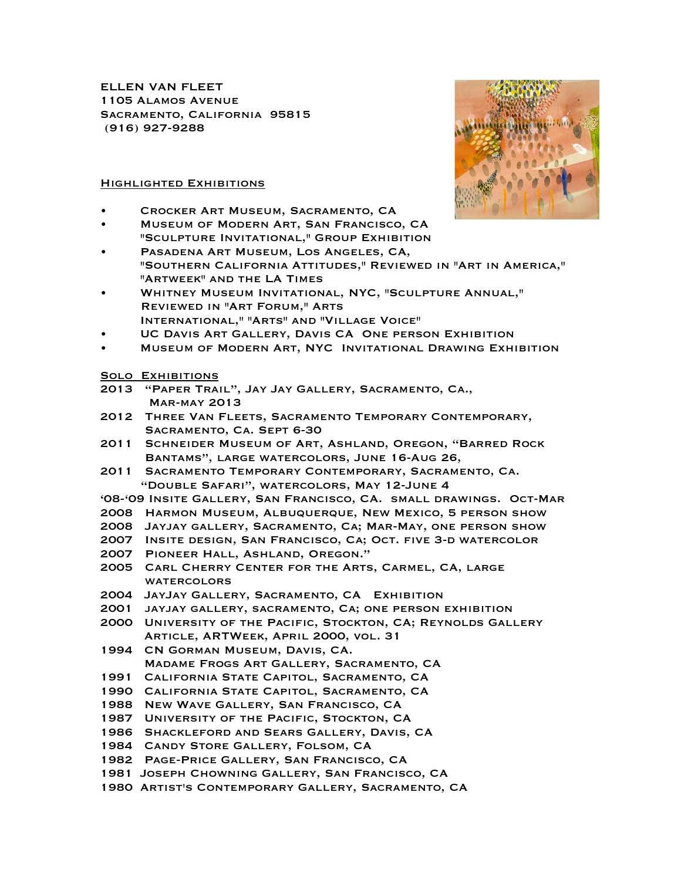ELLEN VAN FLEET
1105 Alamos Avenue
Sacramento, California 95815
(916) 927-9288

## Highlighted Exhibitions

- Crocker Art Museum, Sacramento, CA
- Museum of Modern Art, San Francisco, CA
  "Sculpture Invitational," Group Exhibition
- Pasadena Art Museum, Los Angeles, CA,
  "Southern California Attitudes," Reviewed in "Art in America," "Artweek" and the LA Times
- Whitney Museum Invitational, NYC, "Sculpture Annual,"
  Reviewed in "Art Forum," Arts International," "Arts" and "Village Voice"
- UC Davis Art Gallery, Davis CA One person Exhibition
- Museum of Modern Art, NYC Invitational Drawing Exhibition

## Solo Exhibitions

2013 "Paper Trail", Jay Jay Gallery, Sacramento, Ca., Mar-May 2013
2012 Three Van Fleets, Sacramento Temporary Contemporary, Sacramento, Ca. Sept 6-30
2011 Schneider Museum of Art, Ashland, Oregon, "Barred Rock Bantams", large watercolors, June 16-Aug 26,
2011 Sacramento Temporary Contemporary, Sacramento, Ca. "Double Safari", watercolors, May 12-June 4
'08-'09 Insite Gallery, San Francisco, CA. small drawings. Oct-Mar
2008 Harmon Museum, Albuquerque, New Mexico, 5 person show
2008 JayJay gallery, Sacramento, CA; Mar-May, one person show
2007 Insite Design, San Francisco, CA; Oct. five 3-D watercolor
2007 Pioneer Hall, Ashland, Oregon."
2005 Carl Cherry Center for the Arts, Carmel, CA, large watercolors
2004 JayJay Gallery, Sacramento, CA Exhibition
2001 JayJay gallery, Sacramento, CA; one person exhibition
2000 University of the Pacific, Stockton, CA; Reynolds Gallery Article, ARTWeek, April 2000, vol. 31
1994 CN Gorman Museum, Davis, CA.
Madame Frogs Art Gallery, Sacramento, CA
1991 California State Capitol, Sacramento, CA
1990 California State Capitol, Sacramento, CA
1988 New Wave Gallery, San Francisco, CA
1987 University of the Pacific, Stockton, CA
1986 Shackleford and Sears Gallery, Davis, CA
1984 Candy Store Gallery, Folsom, CA
1982 Page-Price Gallery, San Francisco, CA
1981 Joseph Chowning Gallery, San Francisco, CA
1980 Artist's Contemporary Gallery, Sacramento, CA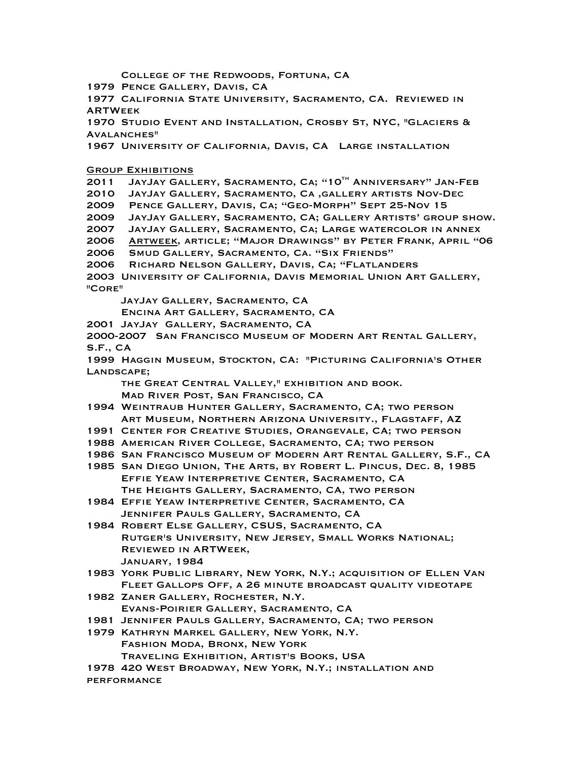College of the Redwoods, Fortuna, CA

1979 Pence Gallery, Davis, CA

1977 California State University, Sacramento, CA. Reviewed in ARTWeek

1970 Studio Event and Installation, Crosby St, NYC, "Glaciers & Avalanches"

1967 University of California, Davis, CA Large installation

<u>Group Exhibitions</u>

2011 JayJay Gallery, Sacramento, Ca; "10th Anniversary" Jan-Feb

2010 JayJay Gallery, Sacramento, Ca ,gallery artists Nov-Dec

2009 Pence Gallery, Davis, Ca; "Geo-Morph" Sept 25-Nov 15

2009 JayJay Gallery, Sacramento, CA; Gallery Artists' group show.

2007 JayJay Gallery, Sacramento, Ca; Large watercolor in annex

2006 <u>Artweek</u>, article; "Major Drawings" by Peter Frank, April "06

2006 Smud Gallery, Sacramento, Ca. "Six Friends"

2006 Richard Nelson Gallery, Davis, Ca; "Flatlanders

2003 University of California, Davis Memorial Union Art Gallery, "Core"

JayJay Gallery, Sacramento, CA

Encina Art Gallery, Sacramento, CA

2001 JayJay Gallery, Sacramento, CA

2000-2007 San Francisco Museum of Modern Art Rental Gallery, S.F., CA

1999 Haggin Museum, Stockton, CA: "Picturing California's Other Landscape;

the Great Central Valley," exhibition and book.

Mad River Post, San Francisco, CA

1994 Weintraub Hunter Gallery, Sacramento, CA; two person

Art Museum, Northern Arizona University., Flagstaff, AZ

1991 Center for Creative Studies, Orangevale, CA; two person

1988 American River College, Sacramento, CA; two person

1986 San Francisco Museum of Modern Art Rental Gallery, S.F., CA

1985 San Diego Union, The Arts, by Robert L. Pincus, Dec. 8, 1985

Effie Yeaw Interpretive Center, Sacramento, CA

The Heights Gallery, Sacramento, CA, two person

1984 Effie Yeaw Interpretive Center, Sacramento, CA

Jennifer Pauls Gallery, Sacramento, CA

1984 Robert Else Gallery, CSUS, Sacramento, CA

Rutger's University, New Jersey, Small Works National;

Reviewed in ARTWeek,

January, 1984

1983 York Public Library, New York, N.Y.; acquisition of Ellen Van Fleet Gallops Off, a 26 minute broadcast quality videotape

1982 Zaner Gallery, Rochester, N.Y.

Evans-Poirier Gallery, Sacramento, CA

1981 Jennifer Pauls Gallery, Sacramento, CA; two person

1979 Kathryn Markel Gallery, New York, N.Y.

Fashion Moda, Bronx, New York

Traveling Exhibition, Artist's Books, USA

1978 420 West Broadway, New York, N.Y.; installation and performance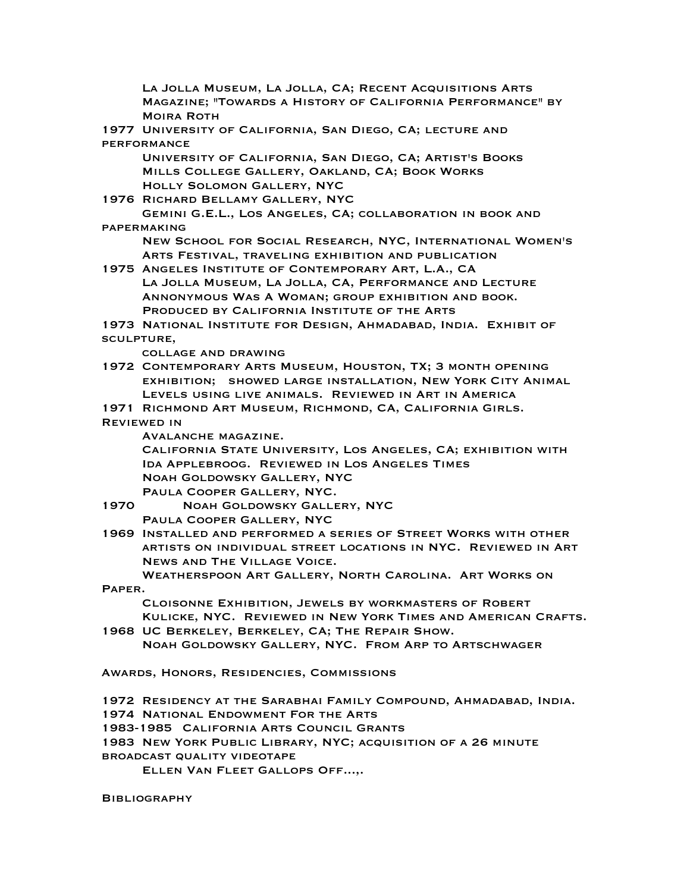La Jolla Museum, La Jolla, CA; Recent Acquisitions Arts Magazine; "Towards a History of California Performance" by Moira Roth

1977 University of California, San Diego, CA; lecture and performance
University of California, San Diego, CA; Artist's Books
Mills College Gallery, Oakland, CA; Book Works
Holly Solomon Gallery, NYC

1976 Richard Bellamy Gallery, NYC
Gemini G.E.L., Los Angeles, CA; collaboration in book and papermaking
New School for Social Research, NYC, International Women's Arts Festival, traveling exhibition and publication

1975 Angeles Institute of Contemporary Art, L.A., CA
La Jolla Museum, La Jolla, CA, Performance and Lecture
Annonymous Was A Woman; group exhibition and book. Produced by California Institute of the Arts

1973 National Institute for Design, Ahmadabad, India. Exhibit of sculpture, collage and drawing

1972 Contemporary Arts Museum, Houston, TX; 3 month opening exhibition; showed large installation, New York City Animal Levels using live animals. Reviewed in Art in America

1971 Richmond Art Museum, Richmond, CA, California Girls. Reviewed in Avalanche magazine.
California State University, Los Angeles, CA; exhibition with Ida Applebroog. Reviewed in Los Angeles Times
Noah Goldowsky Gallery, NYC
Paula Cooper Gallery, NYC.

1970 Noah Goldowsky Gallery, NYC
Paula Cooper Gallery, NYC

1969 Installed and performed a series of Street Works with other artists on individual street locations in NYC. Reviewed in Art News and The Village Voice.
Weatherspoon Art Gallery, North Carolina. Art Works on Paper.
Cloisonne Exhibition, Jewels by workmasters of Robert Kulicke, NYC. Reviewed in New York Times and American Crafts.

1968 UC Berkeley, Berkeley, CA; The Repair Show.
Noah Goldowsky Gallery, NYC. From Arp to Artschwager

## Awards, Honors, Residencies, Commissions

1972 Residency at the Sarabhai Family Compound, Ahmadabad, India.
1974 National Endowment For the Arts
1983-1985 California Arts Council Grants
1983 New York Public Library, NYC; acquisition of a 26 minute broadcast quality videotape
Ellen Van Fleet Gallops Off...,.

## Bibliography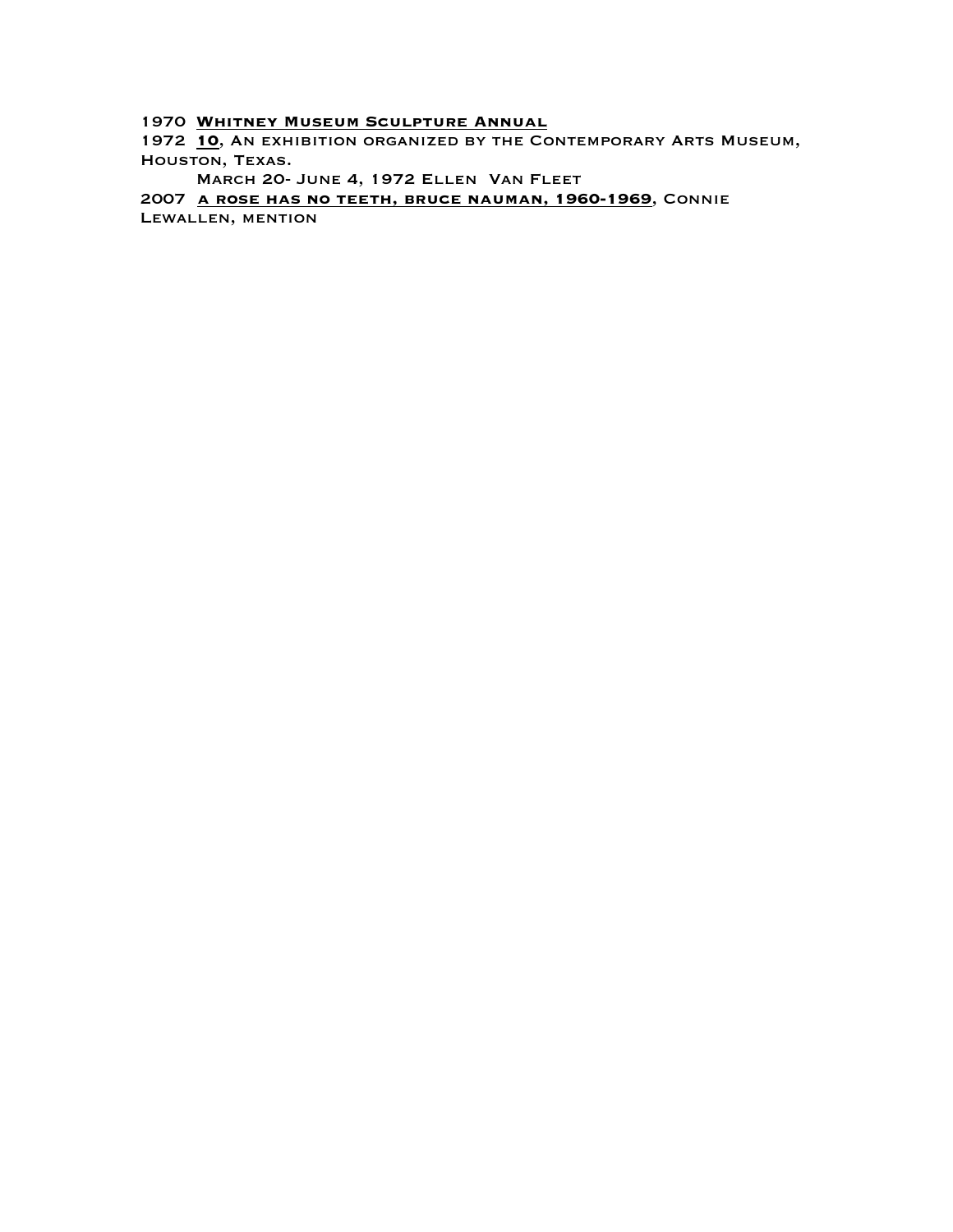1970 **Whitney Museum Sculpture Annual**

1972 **10**, An exhibition organized by the Contemporary Arts Museum, Houston, Texas.

March 20- June 4, 1972 Ellen Van Fleet

2007 **a rose has no teeth, bruce nauman, 1960-1969**, Connie Lewallen, mention